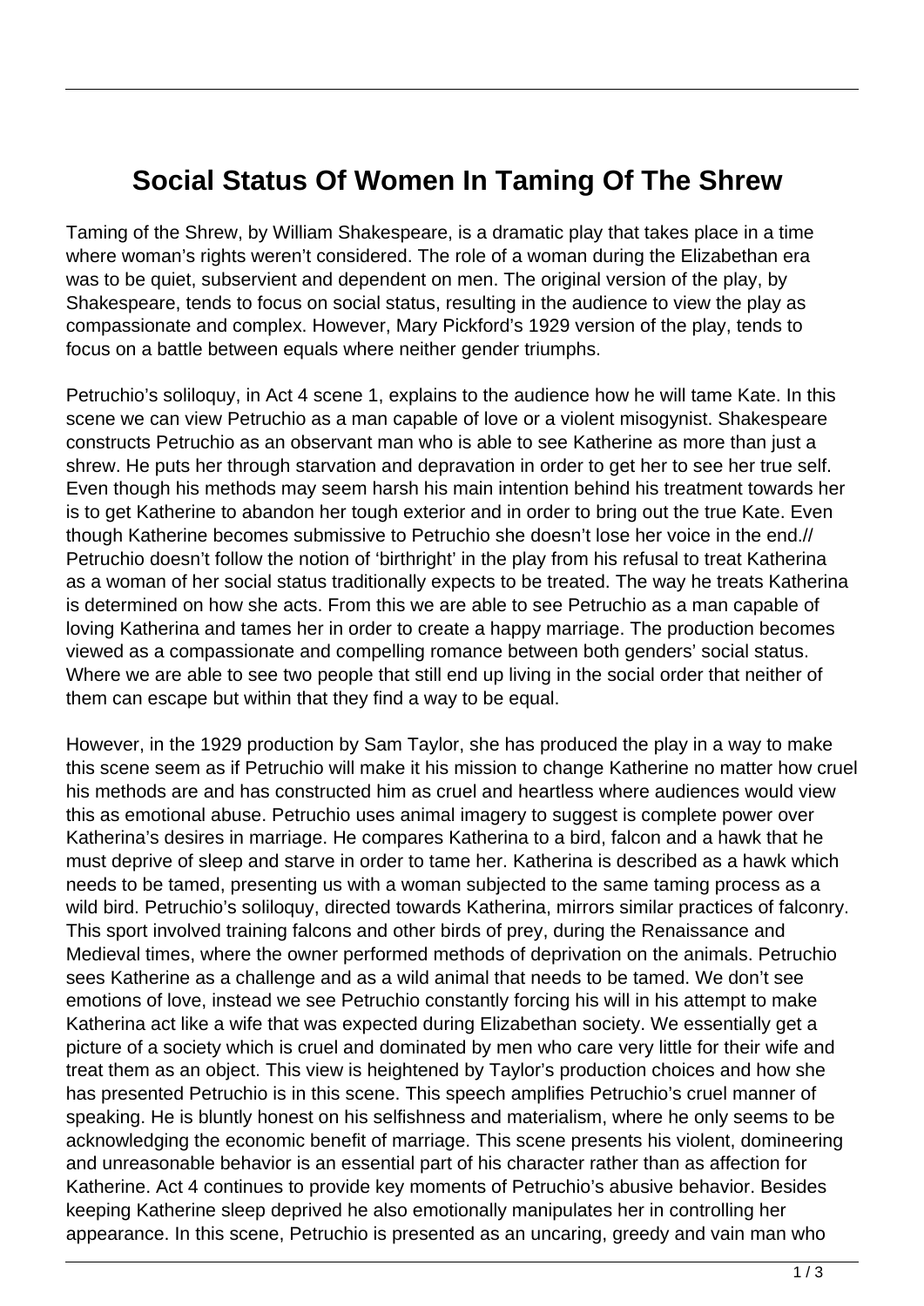# Social Status Of Women In Taming Of The Shrew

Taming of the Shrew, by William Shakespeare, is a dramatic play that takes place in a time where woman's rights weren't considered. The role of a woman during the Elizabethan era was to be quiet, subservient and dependent on men. The original version of the play, by Shakespeare, tends to focus on social status, resulting in the audience to view the play as compassionate and complex. However, Mary Pickford's 1929 version of the play, tends to focus on a battle between equals where neither gender triumphs.

Petruchio's soliloquy, in Act 4 scene 1, explains to the audience how he will tame Kate. In this scene we can view Petruchio as a man capable of love or a violent misogynist. Shakespeare constructs Petruchio as an observant man who is able to see Katherine as more than just a shrew. He puts her through starvation and depravation in order to get her to see her true self. Even though his methods may seem harsh his main intention behind his treatment towards her is to get Katherine to abandon her tough exterior and in order to bring out the true Kate. Even though Katherine becomes submissive to Petruchio she doesn't lose her voice in the end.// Petruchio doesn't follow the notion of 'birthright' in the play from his refusal to treat Katherina as a woman of her social status traditionally expects to be treated. The way he treats Katherina is determined on how she acts. From this we are able to see Petruchio as a man capable of loving Katherina and tames her in order to create a happy marriage. The production becomes viewed as a compassionate and compelling romance between both genders' social status. Where we are able to see two people that still end up living in the social order that neither of them can escape but within that they find a way to be equal.

However, in the 1929 production by Sam Taylor, she has produced the play in a way to make this scene seem as if Petruchio will make it his mission to change Katherine no matter how cruel his methods are and has constructed him as cruel and heartless where audiences would view this as emotional abuse. Petruchio uses animal imagery to suggest is complete power over Katherina's desires in marriage. He compares Katherina to a bird, falcon and a hawk that he must deprive of sleep and starve in order to tame her. Katherina is described as a hawk which needs to be tamed, presenting us with a woman subjected to the same taming process as a wild bird. Petruchio's soliloquy, directed towards Katherina, mirrors similar practices of falconry. This sport involved training falcons and other birds of prey, during the Renaissance and Medieval times, where the owner performed methods of deprivation on the animals. Petruchio sees Katherine as a challenge and as a wild animal that needs to be tamed. We don't see emotions of love, instead we see Petruchio constantly forcing his will in his attempt to make Katherina act like a wife that was expected during Elizabethan society. We essentially get a picture of a society which is cruel and dominated by men who care very little for their wife and treat them as an object. This view is heightened by Taylor's production choices and how she has presented Petruchio is in this scene. This speech amplifies Petruchio's cruel manner of speaking. He is bluntly honest on his selfishness and materialism, where he only seems to be acknowledging the economic benefit of marriage. This scene presents his violent, domineering and unreasonable behavior is an essential part of his character rather than as affection for Katherine. Act 4 continues to provide key moments of Petruchio's abusive behavior. Besides keeping Katherine sleep deprived he also emotionally manipulates her in controlling her appearance. In this scene, Petruchio is presented as an uncaring, greedy and vain man who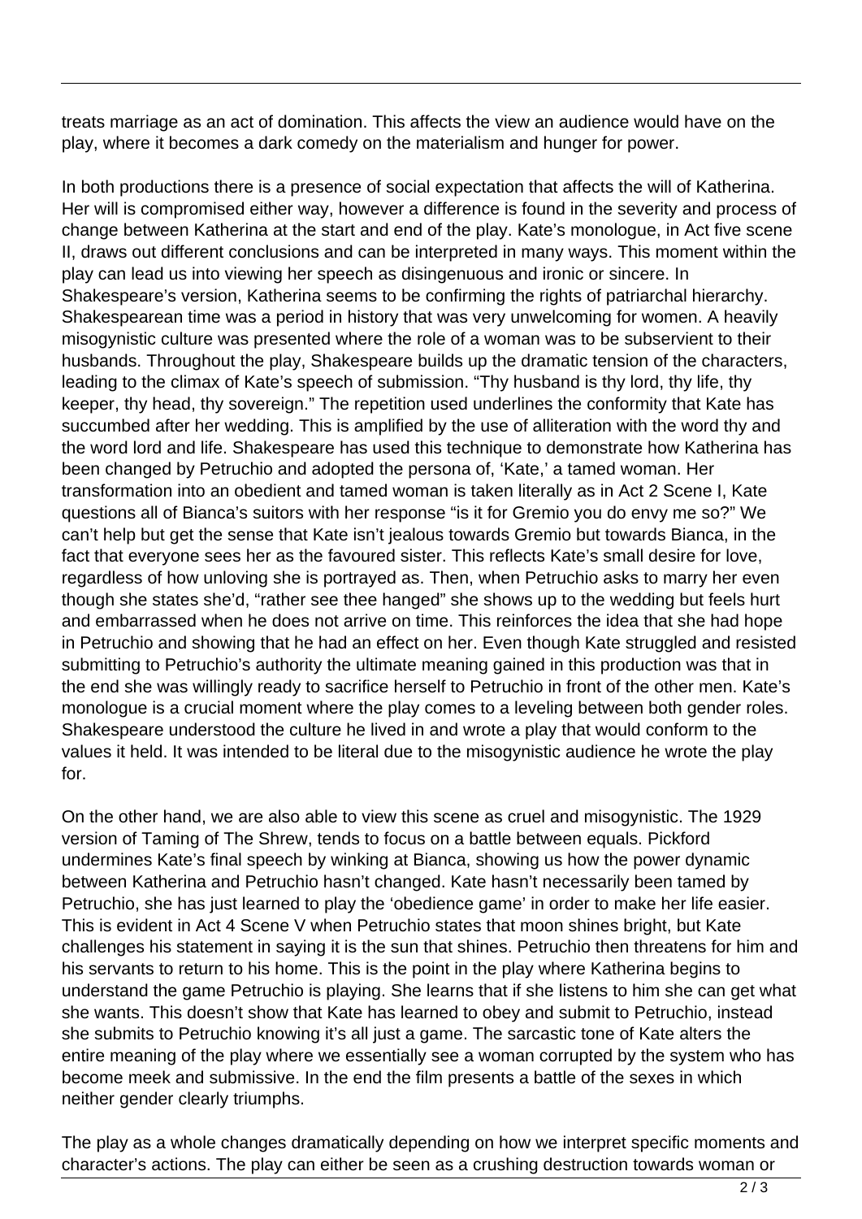treats marriage as an act of domination. This affects the view an audience would have on the play, where it becomes a dark comedy on the materialism and hunger for power.

In both productions there is a presence of social expectation that affects the will of Katherina. Her will is compromised either way, however a difference is found in the severity and process of change between Katherina at the start and end of the play. Kate's monologue, in Act five scene II, draws out different conclusions and can be interpreted in many ways. This moment within the play can lead us into viewing her speech as disingenuous and ironic or sincere. In Shakespeare's version, Katherina seems to be confirming the rights of patriarchal hierarchy. Shakespearean time was a period in history that was very unwelcoming for women. A heavily misogynistic culture was presented where the role of a woman was to be subservient to their husbands. Throughout the play, Shakespeare builds up the dramatic tension of the characters, leading to the climax of Kate's speech of submission. "Thy husband is thy lord, thy life, thy keeper, thy head, thy sovereign." The repetition used underlines the conformity that Kate has succumbed after her wedding. This is amplified by the use of alliteration with the word thy and the word lord and life. Shakespeare has used this technique to demonstrate how Katherina has been changed by Petruchio and adopted the persona of, 'Kate,' a tamed woman. Her transformation into an obedient and tamed woman is taken literally as in Act 2 Scene I, Kate questions all of Bianca's suitors with her response "is it for Gremio you do envy me so?" We can't help but get the sense that Kate isn't jealous towards Gremio but towards Bianca, in the fact that everyone sees her as the favoured sister. This reflects Kate's small desire for love, regardless of how unloving she is portrayed as. Then, when Petruchio asks to marry her even though she states she'd, "rather see thee hanged" she shows up to the wedding but feels hurt and embarrassed when he does not arrive on time. This reinforces the idea that she had hope in Petruchio and showing that he had an effect on her. Even though Kate struggled and resisted submitting to Petruchio's authority the ultimate meaning gained in this production was that in the end she was willingly ready to sacrifice herself to Petruchio in front of the other men. Kate's monologue is a crucial moment where the play comes to a leveling between both gender roles. Shakespeare understood the culture he lived in and wrote a play that would conform to the values it held. It was intended to be literal due to the misogynistic audience he wrote the play for.

On the other hand, we are also able to view this scene as cruel and misogynistic. The 1929 version of Taming of The Shrew, tends to focus on a battle between equals. Pickford undermines Kate's final speech by winking at Bianca, showing us how the power dynamic between Katherina and Petruchio hasn't changed. Kate hasn't necessarily been tamed by Petruchio, she has just learned to play the 'obedience game' in order to make her life easier. This is evident in Act 4 Scene V when Petruchio states that moon shines bright, but Kate challenges his statement in saying it is the sun that shines. Petruchio then threatens for him and his servants to return to his home. This is the point in the play where Katherina begins to understand the game Petruchio is playing. She learns that if she listens to him she can get what she wants. This doesn't show that Kate has learned to obey and submit to Petruchio, instead she submits to Petruchio knowing it's all just a game. The sarcastic tone of Kate alters the entire meaning of the play where we essentially see a woman corrupted by the system who has become meek and submissive. In the end the film presents a battle of the sexes in which neither gender clearly triumphs.

The play as a whole changes dramatically depending on how we interpret specific moments and character's actions. The play can either be seen as a crushing destruction towards woman or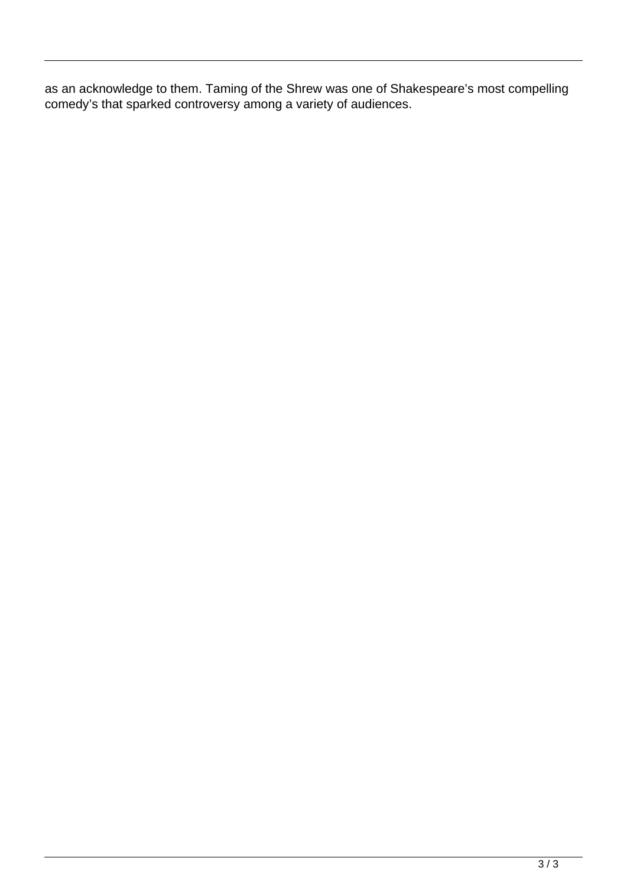as an acknowledge to them. Taming of the Shrew was one of Shakespeare's most compelling comedy's that sparked controversy among a variety of audiences.